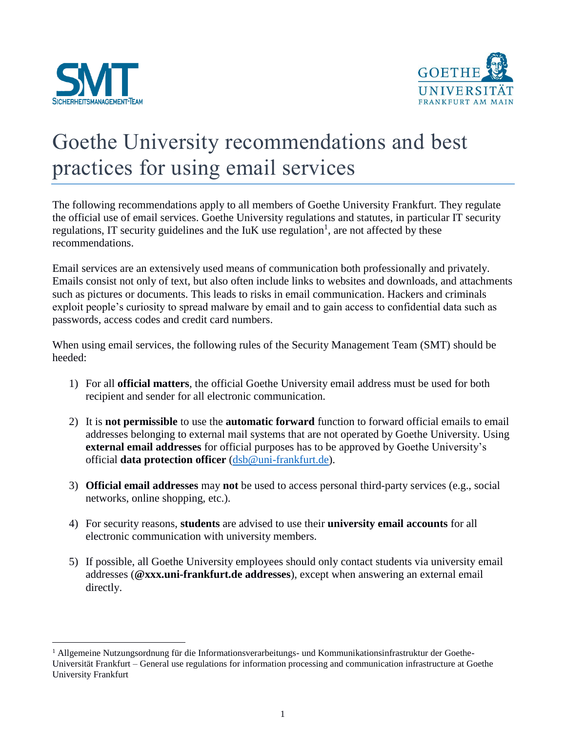# Goethe University recommendations and best practices for using email services

The following recommendations apply to all members of Goethe University Frankfurt. They regulate the official use of email services. Goethe University regulations and statutes, in particular IT security regulations, IT security guidelines and the IuK use regulation[1], are not affected by these recommendations.

Email services are an extensively used means of communication both professionally and privately. Emails consist not only of text, but also often include links to websites and downloads, and attachments such as pictures or documents. This leads to risks in email communication. Hackers and criminals exploit people's curiosity to spread malware by email and to gain access to confidential data such as passwords, access codes and credit card numbers.

When using email services, the following rules of the Security Management Team (SMT) should be heeded:

1) For all **official matters**, the official Goethe University email address must be used for both recipient and sender for all electronic communication.

2) It is **not permissible** to use the **automatic forward** function to forward official emails to email addresses belonging to external mail systems that are not operated by Goethe University. Using **external email addresses** for official purposes has to be approved by Goethe University's official **data protection officer** (dsb@uni-frankfurt.de).

3) **Official email addresses** may **not** be used to access personal third-party services (e.g., social networks, online shopping, etc.).

4) For security reasons, **students** are advised to use their **university email accounts** for all electronic communication with university members.

5) If possible, all Goethe University employees should only contact students via university email addresses (**@xxx.uni-frankfurt.de addresses**), except when answering an external email directly.

---

[1] Allgemeine Nutzungsordnung für die Informationsverarbeitungs- und Kommunikationsinfrastruktur der Goethe-Universität Frankfurt – General use regulations for information processing and communication infrastructure at Goethe University Frankfurt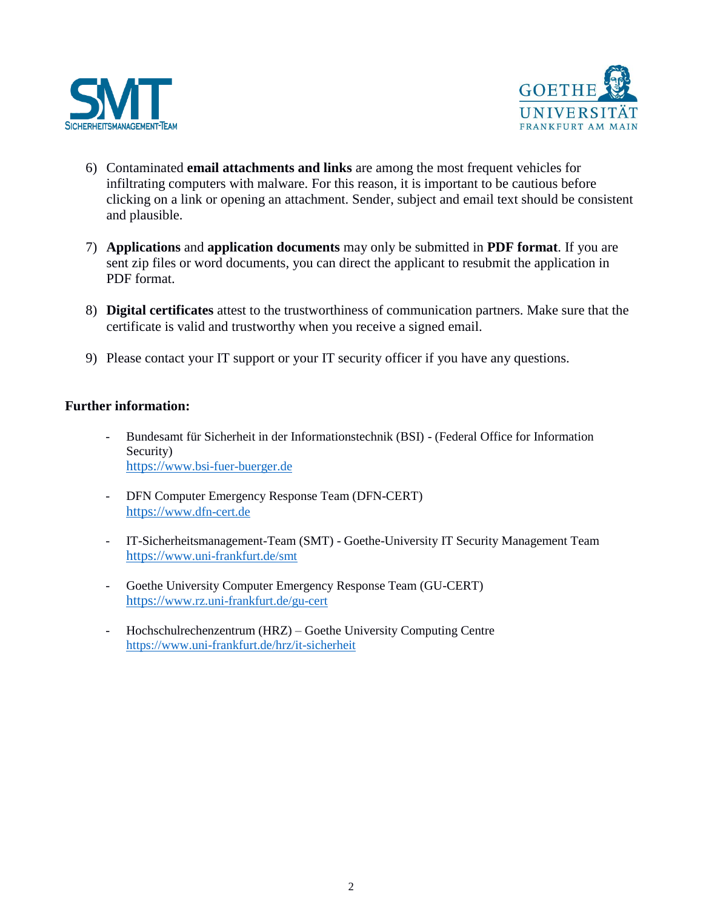6) Contaminated **email attachments and links** are among the most frequent vehicles for infiltrating computers with malware. For this reason, it is important to be cautious before clicking on a link or opening an attachment. Sender, subject and email text should be consistent and plausible.

7) **Applications** and **application documents** may only be submitted in **PDF format**. If you are sent zip files or word documents, you can direct the applicant to resubmit the application in PDF format.

8) **Digital certificates** attest to the trustworthiness of communication partners. Make sure that the certificate is valid and trustworthy when you receive a signed email.

9) Please contact your IT support or your IT security officer if you have any questions.

**Further information:**

- Bundesamt für Sicherheit in der Informationstechnik (BSI) - (Federal Office for Information Security)
  https://www.bsi-fuer-buerger.de

- DFN Computer Emergency Response Team (DFN-CERT)
  https://www.dfn-cert.de

- IT-Sicherheitsmanagement-Team (SMT) - Goethe-University IT Security Management Team
  https://www.uni-frankfurt.de/smt

- Goethe University Computer Emergency Response Team (GU-CERT)
  https://www.rz.uni-frankfurt.de/gu-cert

- Hochschulrechenzentrum (HRZ) – Goethe University Computing Centre
  https://www.uni-frankfurt.de/hrz/it-sicherheit